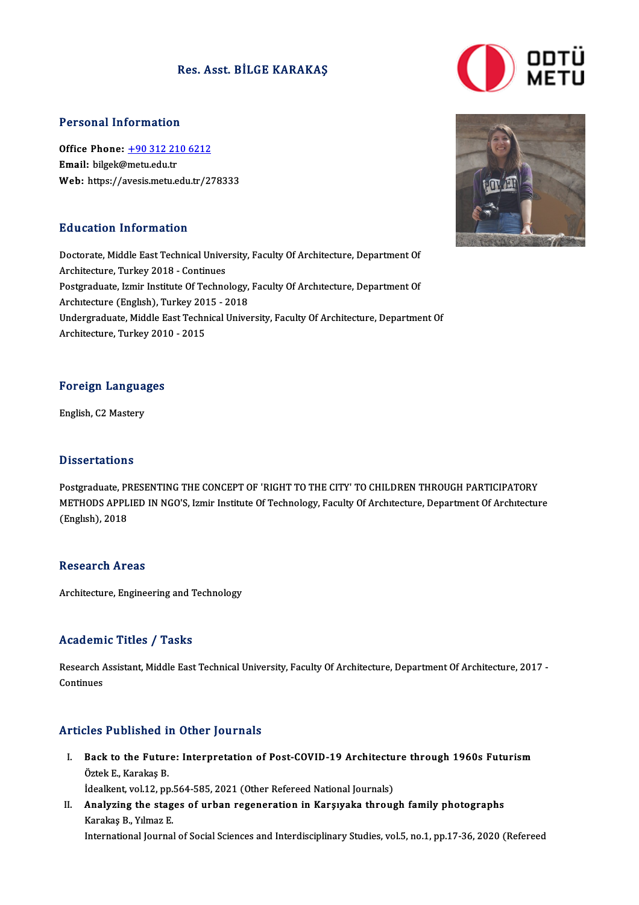# Res. Asst. BİLGE KARAKAŞ

## Personal Information

**Office Phone:** +90 312 210 6212
**Email:** bilgek@metu.edu.tr
**Web:** https://avesis.metu.edu.tr/278333

## Education Information

Doctorate, Middle East Technical University, Faculty Of Architecture, Department Of Architecture, Turkey 2018 - Continues
Postgraduate, Izmir Institute Of Technology, Faculty Of Archıtecture, Department Of Archıtecture (Englısh), Turkey 2015 - 2018
Undergraduate, Middle East Technical University, Faculty Of Architecture, Department Of Architecture, Turkey 2010 - 2015

## Foreign Languages

English, C2 Mastery

## Dissertations

Postgraduate, PRESENTING THE CONCEPT OF 'RIGHT TO THE CITY' TO CHILDREN THROUGH PARTICIPATORY METHODS APPLIED IN NGO'S, Izmir Institute Of Technology, Faculty Of Archıtecture, Department Of Archıtecture (Englısh), 2018

## Research Areas

Architecture, Engineering and Technology

## Academic Titles / Tasks

Research Assistant, Middle East Technical University, Faculty Of Architecture, Department Of Architecture, 2017 - Continues

## Articles Published in Other Journals

I. **Back to the Future: Interpretation of Post-COVID-19 Architecture through 1960s Futurism**
   Öztek E., Karakaş B.
   İdealkent, vol.12, pp.564-585, 2021 (Other Refereed National Journals)
II. **Analyzing the stages of urban regeneration in Karşıyaka through family photographs**
   Karakaş B., Yılmaz E.
   International Journal of Social Sciences and Interdisciplinary Studies, vol.5, no.1, pp.17-36, 2020 (Refereed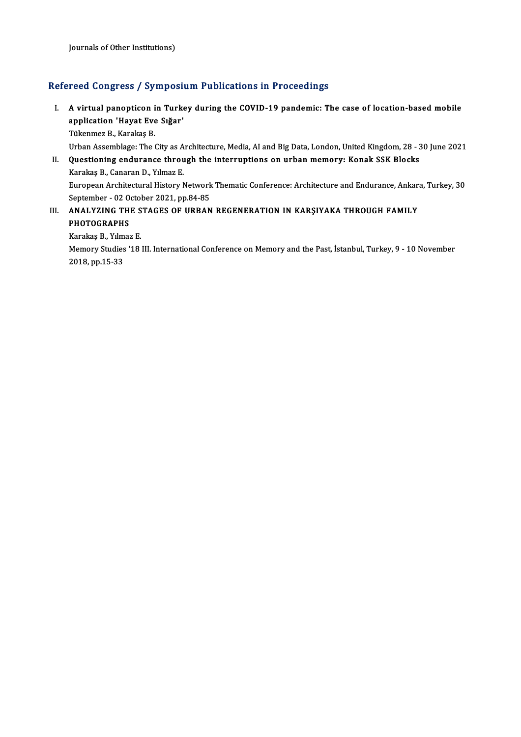Journals of Other Institutions)

## Refereed Congress / Symposium Publications in Proceedings

I. **A virtual panopticon in Turkey during the COVID-19 pandemic: The case of location-based mobile application 'Hayat Eve Sığar'**
   Tükenmez B., Karakaş B.
   Urban Assemblage: The City as Architecture, Media, AI and Big Data, London, United Kingdom, 28 - 30 June 2021

II. **Questioning endurance through the interruptions on urban memory: Konak SSK Blocks**
   Karakaş B., Canaran D., Yılmaz E.
   European Architectural History Network Thematic Conference: Architecture and Endurance, Ankara, Turkey, 30 September - 02 October 2021, pp.84-85

III. **ANALYZING THE STAGES OF URBAN REGENERATION IN KARŞIYAKA THROUGH FAMILY PHOTOGRAPHS**
   Karakaş B., Yılmaz E.
   Memory Studies '18 III. International Conference on Memory and the Past, İstanbul, Turkey, 9 - 10 November 2018, pp.15-33